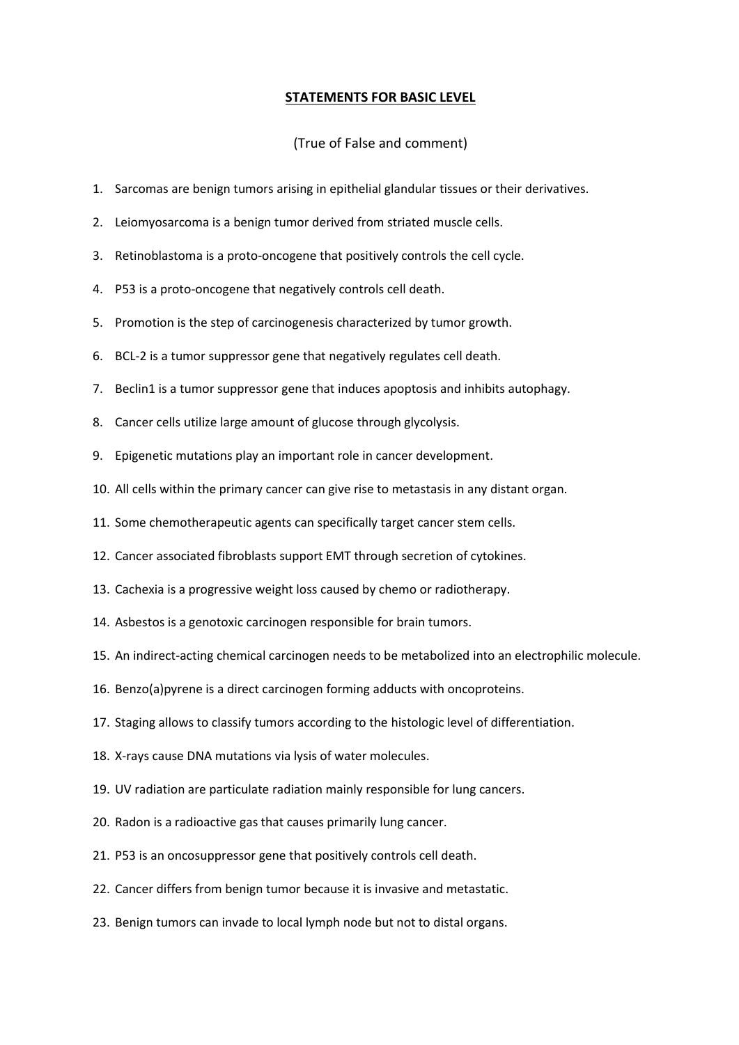# STATEMENTS FOR BASIC LEVEL

(True of False and comment)

1. Sarcomas are benign tumors arising in epithelial glandular tissues or their derivatives.
2. Leiomyosarcoma is a benign tumor derived from striated muscle cells.
3. Retinoblastoma is a proto-oncogene that positively controls the cell cycle.
4. P53 is a proto-oncogene that negatively controls cell death.
5. Promotion is the step of carcinogenesis characterized by tumor growth.
6. BCL-2 is a tumor suppressor gene that negatively regulates cell death.
7. Beclin1 is a tumor suppressor gene that induces apoptosis and inhibits autophagy.
8. Cancer cells utilize large amount of glucose through glycolysis.
9. Epigenetic mutations play an important role in cancer development.
10. All cells within the primary cancer can give rise to metastasis in any distant organ.
11. Some chemotherapeutic agents can specifically target cancer stem cells.
12. Cancer associated fibroblasts support EMT through secretion of cytokines.
13. Cachexia is a progressive weight loss caused by chemo or radiotherapy.
14. Asbestos is a genotoxic carcinogen responsible for brain tumors.
15. An indirect-acting chemical carcinogen needs to be metabolized into an electrophilic molecule.
16. Benzo(a)pyrene is a direct carcinogen forming adducts with oncoproteins.
17. Staging allows to classify tumors according to the histologic level of differentiation.
18. X-rays cause DNA mutations via lysis of water molecules.
19. UV radiation are particulate radiation mainly responsible for lung cancers.
20. Radon is a radioactive gas that causes primarily lung cancer.
21. P53 is an oncosuppressor gene that positively controls cell death.
22. Cancer differs from benign tumor because it is invasive and metastatic.
23. Benign tumors can invade to local lymph node but not to distal organs.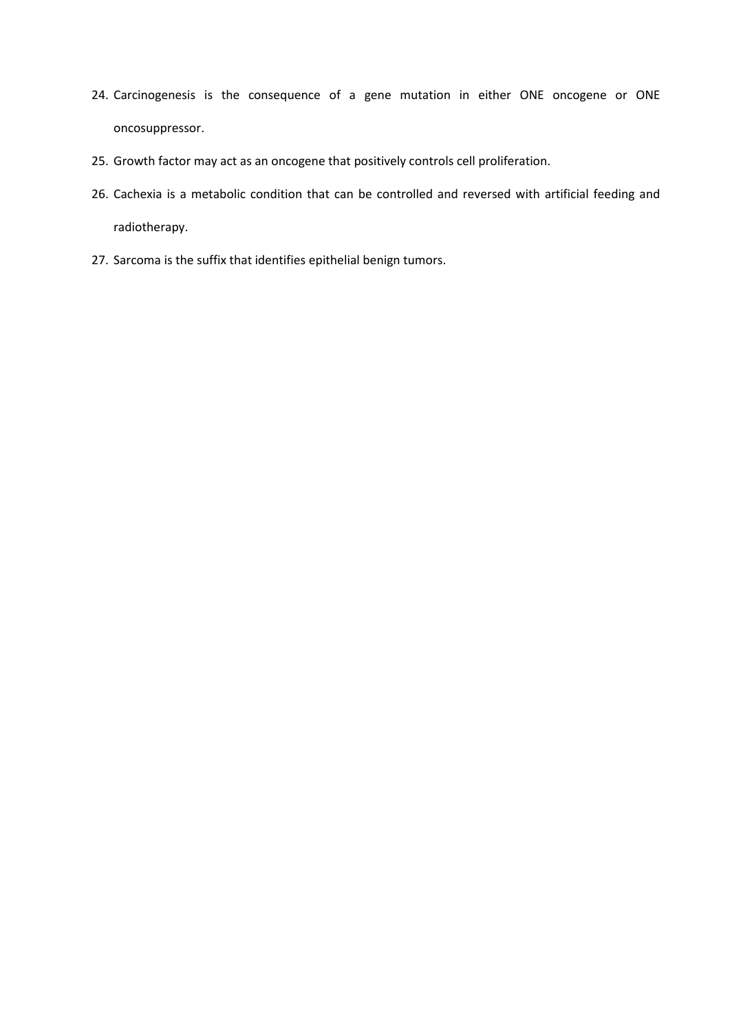24. Carcinogenesis is the consequence of a gene mutation in either ONE oncogene or ONE oncosuppressor.
25. Growth factor may act as an oncogene that positively controls cell proliferation.
26. Cachexia is a metabolic condition that can be controlled and reversed with artificial feeding and radiotherapy.
27. Sarcoma is the suffix that identifies epithelial benign tumors.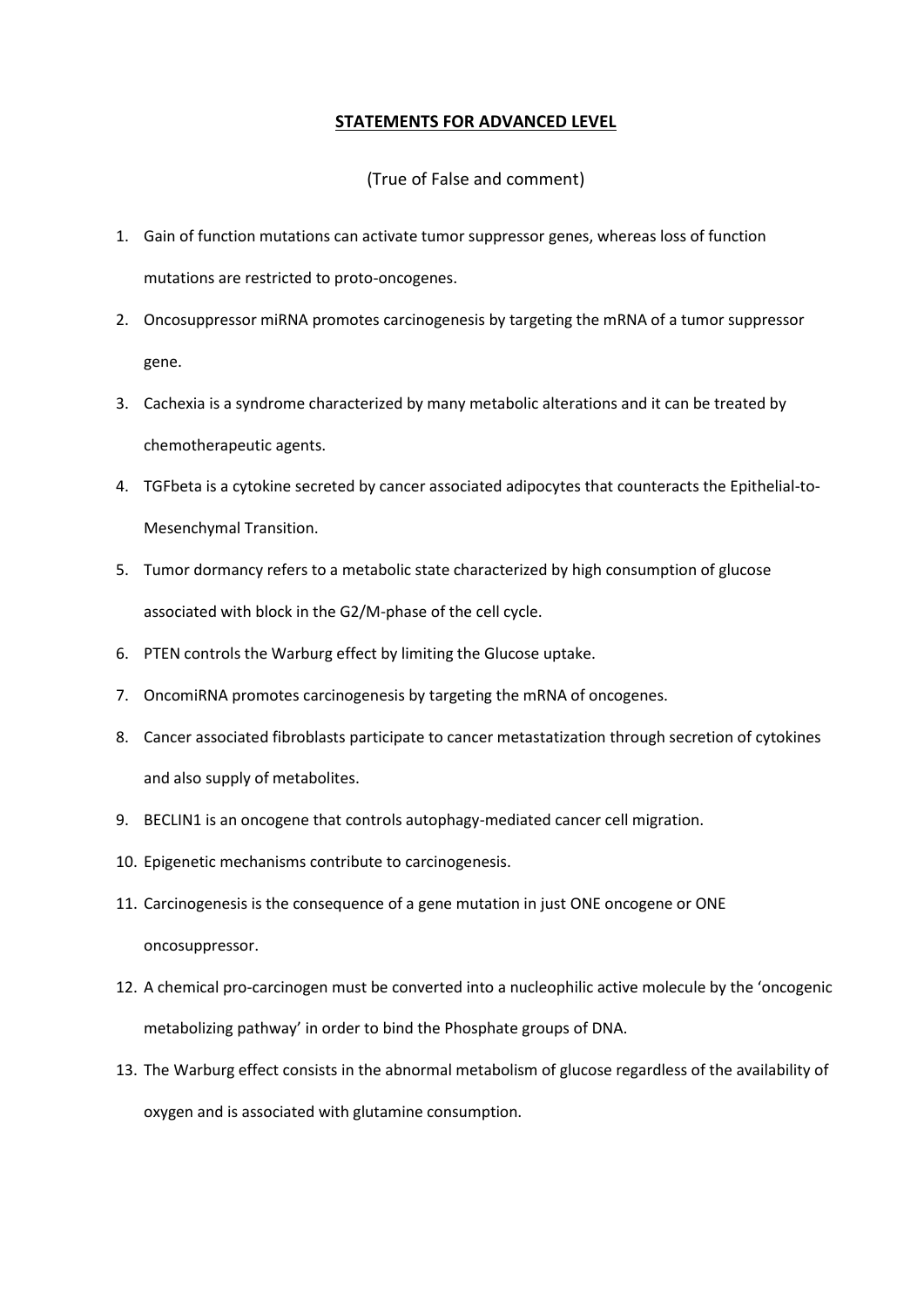## **STATEMENTS FOR ADVANCED LEVEL**

(True of False and comment)

1. Gain of function mutations can activate tumor suppressor genes, whereas loss of function mutations are restricted to proto-oncogenes.
2. Oncosuppressor miRNA promotes carcinogenesis by targeting the mRNA of a tumor suppressor gene.
3. Cachexia is a syndrome characterized by many metabolic alterations and it can be treated by chemotherapeutic agents.
4. TGFbeta is a cytokine secreted by cancer associated adipocytes that counteracts the Epithelial-to-Mesenchymal Transition.
5. Tumor dormancy refers to a metabolic state characterized by high consumption of glucose associated with block in the G2/M-phase of the cell cycle.
6. PTEN controls the Warburg effect by limiting the Glucose uptake.
7. OncomiRNA promotes carcinogenesis by targeting the mRNA of oncogenes.
8. Cancer associated fibroblasts participate to cancer metastatization through secretion of cytokines and also supply of metabolites.
9. BECLIN1 is an oncogene that controls autophagy-mediated cancer cell migration.
10. Epigenetic mechanisms contribute to carcinogenesis.
11. Carcinogenesis is the consequence of a gene mutation in just ONE oncogene or ONE oncosuppressor.
12. A chemical pro-carcinogen must be converted into a nucleophilic active molecule by the 'oncogenic metabolizing pathway' in order to bind the Phosphate groups of DNA.
13. The Warburg effect consists in the abnormal metabolism of glucose regardless of the availability of oxygen and is associated with glutamine consumption.